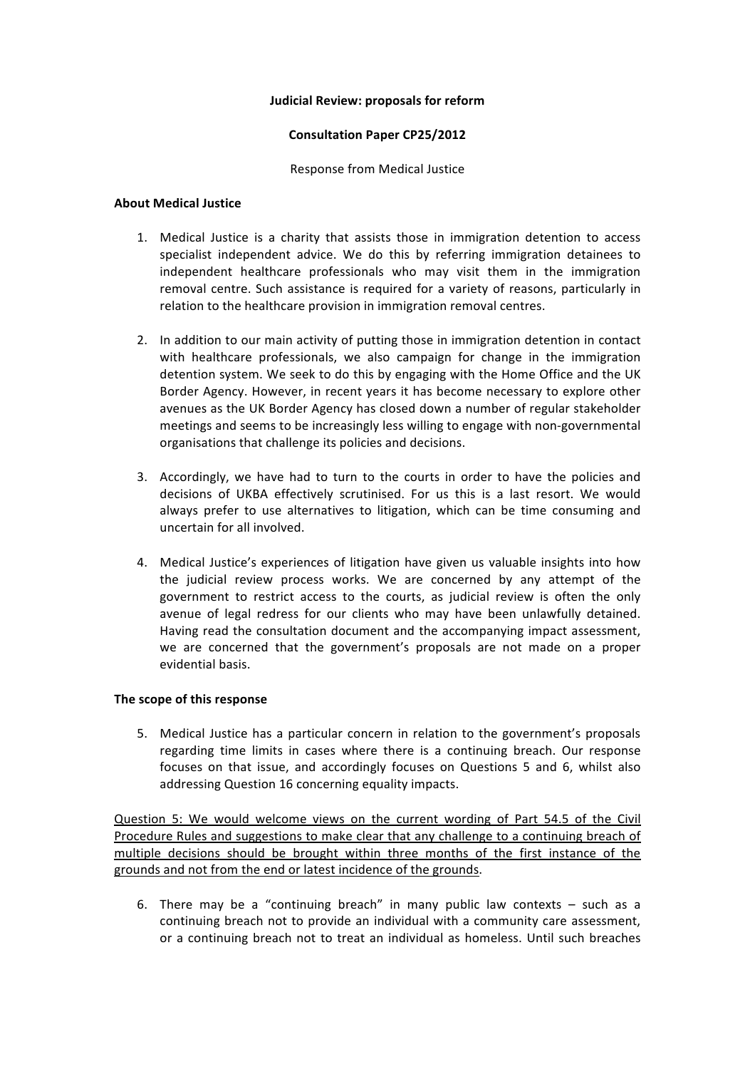**Judicial Review: proposals for reform**

**Consultation Paper CP25/2012**

Response from Medical Justice

**About Medical Justice**

1. Medical Justice is a charity that assists those in immigration detention to access specialist independent advice. We do this by referring immigration detainees to independent healthcare professionals who may visit them in the immigration removal centre. Such assistance is required for a variety of reasons, particularly in relation to the healthcare provision in immigration removal centres.

2. In addition to our main activity of putting those in immigration detention in contact with healthcare professionals, we also campaign for change in the immigration detention system. We seek to do this by engaging with the Home Office and the UK Border Agency. However, in recent years it has become necessary to explore other avenues as the UK Border Agency has closed down a number of regular stakeholder meetings and seems to be increasingly less willing to engage with non-governmental organisations that challenge its policies and decisions.

3. Accordingly, we have had to turn to the courts in order to have the policies and decisions of UKBA effectively scrutinised. For us this is a last resort. We would always prefer to use alternatives to litigation, which can be time consuming and uncertain for all involved.

4. Medical Justice's experiences of litigation have given us valuable insights into how the judicial review process works. We are concerned by any attempt of the government to restrict access to the courts, as judicial review is often the only avenue of legal redress for our clients who may have been unlawfully detained. Having read the consultation document and the accompanying impact assessment, we are concerned that the government's proposals are not made on a proper evidential basis.

**The scope of this response**

5. Medical Justice has a particular concern in relation to the government's proposals regarding time limits in cases where there is a continuing breach. Our response focuses on that issue, and accordingly focuses on Questions 5 and 6, whilst also addressing Question 16 concerning equality impacts.

<u>Question 5: We would welcome views on the current wording of Part 54.5 of the Civil Procedure Rules and suggestions to make clear that any challenge to a continuing breach of multiple decisions should be brought within three months of the first instance of the grounds and not from the end or latest incidence of the grounds</u>.

6. There may be a "continuing breach" in many public law contexts – such as a continuing breach not to provide an individual with a community care assessment, or a continuing breach not to treat an individual as homeless. Until such breaches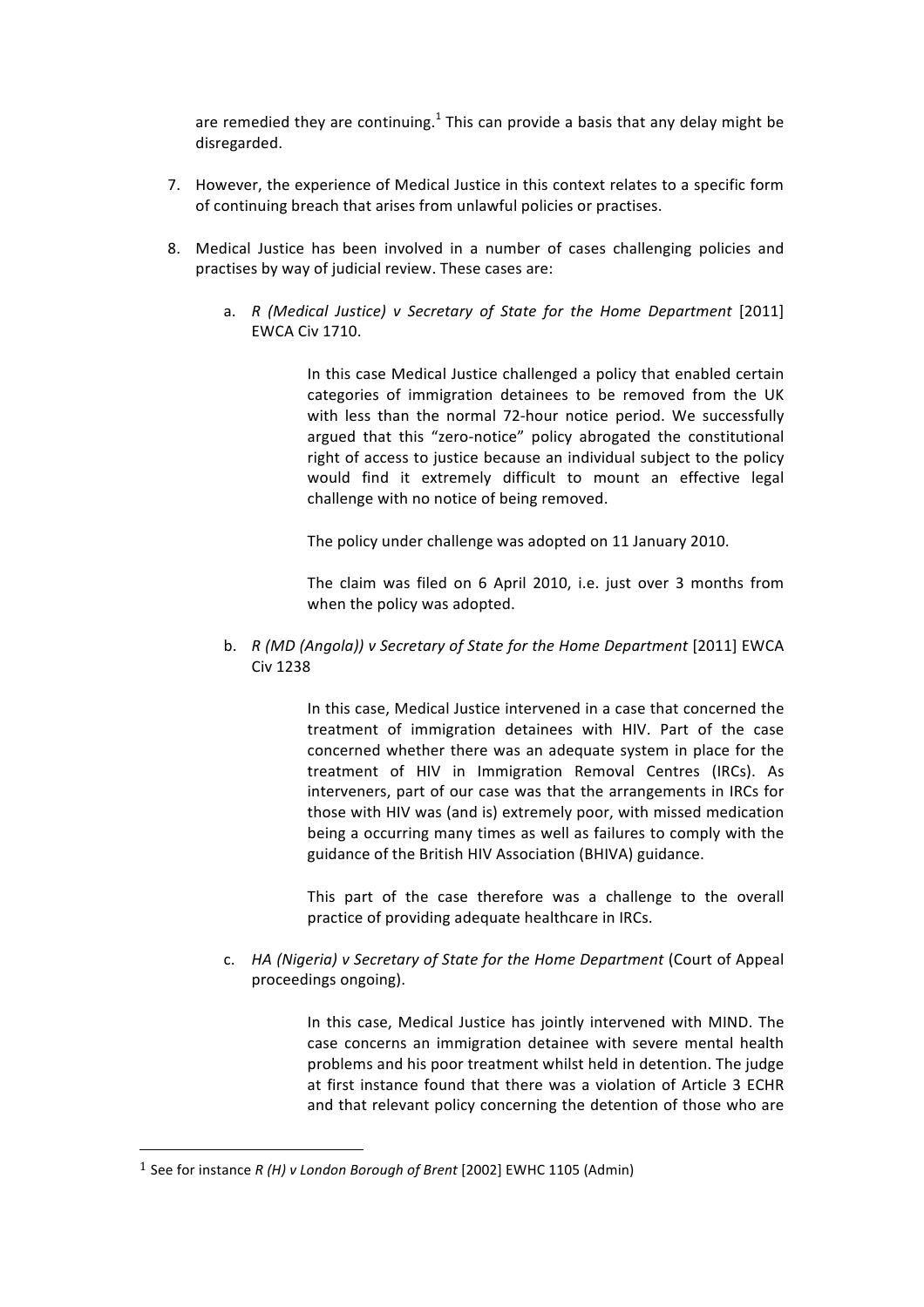are remedied they are continuing.[1] This can provide a basis that any delay might be disregarded.

7. However, the experience of Medical Justice in this context relates to a specific form of continuing breach that arises from unlawful policies or practises.

8. Medical Justice has been involved in a number of cases challenging policies and practises by way of judicial review. These cases are:

   a. *R (Medical Justice) v Secretary of State for the Home Department* [2011] EWCA Civ 1710.

      In this case Medical Justice challenged a policy that enabled certain categories of immigration detainees to be removed from the UK with less than the normal 72-hour notice period. We successfully argued that this "zero-notice" policy abrogated the constitutional right of access to justice because an individual subject to the policy would find it extremely difficult to mount an effective legal challenge with no notice of being removed.

      The policy under challenge was adopted on 11 January 2010.

      The claim was filed on 6 April 2010, i.e. just over 3 months from when the policy was adopted.

   b. *R (MD (Angola)) v Secretary of State for the Home Department* [2011] EWCA Civ 1238

      In this case, Medical Justice intervened in a case that concerned the treatment of immigration detainees with HIV. Part of the case concerned whether there was an adequate system in place for the treatment of HIV in Immigration Removal Centres (IRCs). As interveners, part of our case was that the arrangements in IRCs for those with HIV was (and is) extremely poor, with missed medication being a occurring many times as well as failures to comply with the guidance of the British HIV Association (BHIVA) guidance.

      This part of the case therefore was a challenge to the overall practice of providing adequate healthcare in IRCs.

   c. *HA (Nigeria) v Secretary of State for the Home Department* (Court of Appeal proceedings ongoing).

      In this case, Medical Justice has jointly intervened with MIND. The case concerns an immigration detainee with severe mental health problems and his poor treatment whilst held in detention. The judge at first instance found that there was a violation of Article 3 ECHR and that relevant policy concerning the detention of those who are

[1] See for instance *R (H) v London Borough of Brent* [2002] EWHC 1105 (Admin)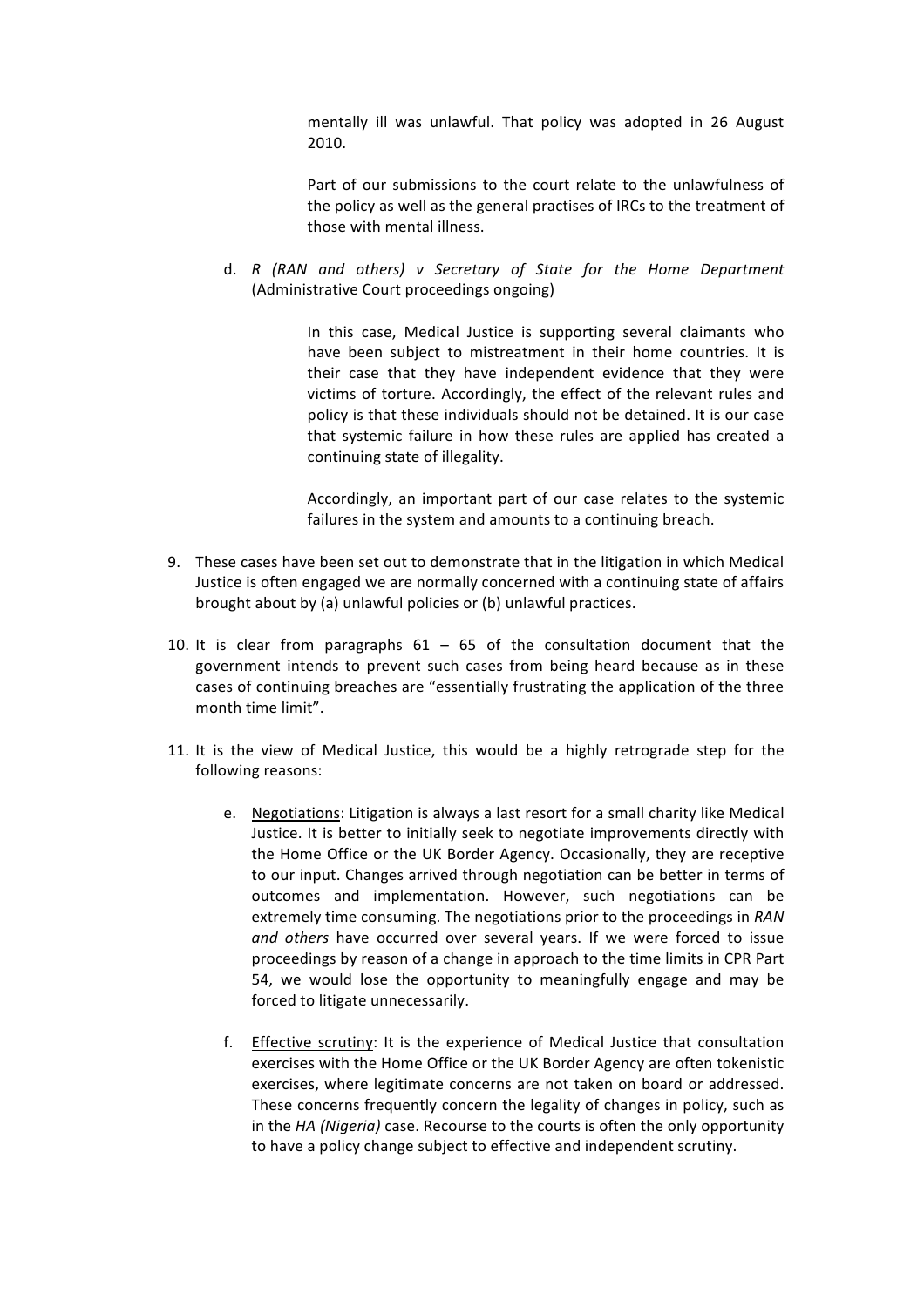mentally ill was unlawful. That policy was adopted in 26 August 2010.

Part of our submissions to the court relate to the unlawfulness of the policy as well as the general practises of IRCs to the treatment of those with mental illness.

d. *R (RAN and others) v Secretary of State for the Home Department* (Administrative Court proceedings ongoing)

   In this case, Medical Justice is supporting several claimants who have been subject to mistreatment in their home countries. It is their case that they have independent evidence that they were victims of torture. Accordingly, the effect of the relevant rules and policy is that these individuals should not be detained. It is our case that systemic failure in how these rules are applied has created a continuing state of illegality.

   Accordingly, an important part of our case relates to the systemic failures in the system and amounts to a continuing breach.

9. These cases have been set out to demonstrate that in the litigation in which Medical Justice is often engaged we are normally concerned with a continuing state of affairs brought about by (a) unlawful policies or (b) unlawful practices.

10. It is clear from paragraphs 61 – 65 of the consultation document that the government intends to prevent such cases from being heard because as in these cases of continuing breaches are "essentially frustrating the application of the three month time limit".

11. It is the view of Medical Justice, this would be a highly retrograde step for the following reasons:

    e. Negotiations: Litigation is always a last resort for a small charity like Medical Justice. It is better to initially seek to negotiate improvements directly with the Home Office or the UK Border Agency. Occasionally, they are receptive to our input. Changes arrived through negotiation can be better in terms of outcomes and implementation. However, such negotiations can be extremely time consuming. The negotiations prior to the proceedings in *RAN and others* have occurred over several years. If we were forced to issue proceedings by reason of a change in approach to the time limits in CPR Part 54, we would lose the opportunity to meaningfully engage and may be forced to litigate unnecessarily.

    f. Effective scrutiny: It is the experience of Medical Justice that consultation exercises with the Home Office or the UK Border Agency are often tokenistic exercises, where legitimate concerns are not taken on board or addressed. These concerns frequently concern the legality of changes in policy, such as in the *HA (Nigeria)* case. Recourse to the courts is often the only opportunity to have a policy change subject to effective and independent scrutiny.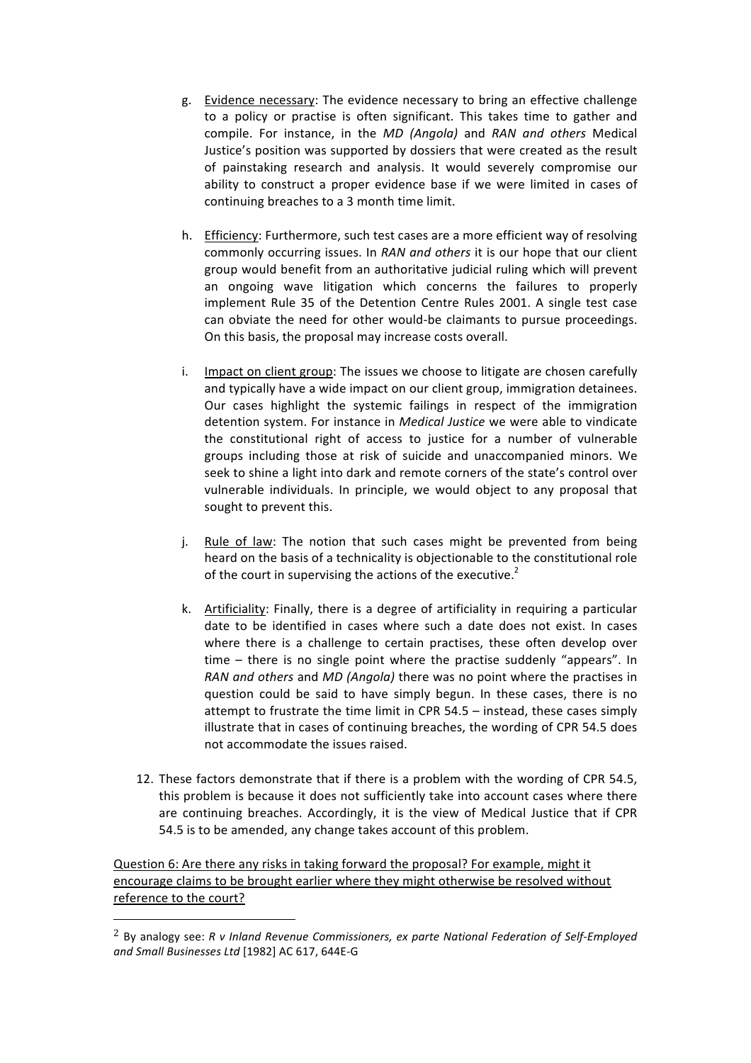g. <u>Evidence necessary</u>: The evidence necessary to bring an effective challenge to a policy or practise is often significant. This takes time to gather and compile. For instance, in the *MD (Angola)* and *RAN and others* Medical Justice's position was supported by dossiers that were created as the result of painstaking research and analysis. It would severely compromise our ability to construct a proper evidence base if we were limited in cases of continuing breaches to a 3 month time limit.

h. <u>Efficiency</u>: Furthermore, such test cases are a more efficient way of resolving commonly occurring issues. In *RAN and others* it is our hope that our client group would benefit from an authoritative judicial ruling which will prevent an ongoing wave litigation which concerns the failures to properly implement Rule 35 of the Detention Centre Rules 2001. A single test case can obviate the need for other would-be claimants to pursue proceedings. On this basis, the proposal may increase costs overall.

i. <u>Impact on client group</u>: The issues we choose to litigate are chosen carefully and typically have a wide impact on our client group, immigration detainees. Our cases highlight the systemic failings in respect of the immigration detention system. For instance in *Medical Justice* we were able to vindicate the constitutional right of access to justice for a number of vulnerable groups including those at risk of suicide and unaccompanied minors. We seek to shine a light into dark and remote corners of the state's control over vulnerable individuals. In principle, we would object to any proposal that sought to prevent this.

j. <u>Rule of law</u>: The notion that such cases might be prevented from being heard on the basis of a technicality is objectionable to the constitutional role of the court in supervising the actions of the executive.[2]

k. <u>Artificiality</u>: Finally, there is a degree of artificiality in requiring a particular date to be identified in cases where such a date does not exist. In cases where there is a challenge to certain practises, these often develop over time – there is no single point where the practise suddenly "appears". In *RAN and others* and *MD (Angola)* there was no point where the practises in question could be said to have simply begun. In these cases, there is no attempt to frustrate the time limit in CPR 54.5 – instead, these cases simply illustrate that in cases of continuing breaches, the wording of CPR 54.5 does not accommodate the issues raised.

12. These factors demonstrate that if there is a problem with the wording of CPR 54.5, this problem is because it does not sufficiently take into account cases where there are continuing breaches. Accordingly, it is the view of Medical Justice that if CPR 54.5 is to be amended, any change takes account of this problem.

<u>Question 6: Are there any risks in taking forward the proposal? For example, might it encourage claims to be brought earlier where they might otherwise be resolved without reference to the court?</u>

---

[2] By analogy see: *R v Inland Revenue Commissioners, ex parte National Federation of Self-Employed and Small Businesses Ltd* [1982] AC 617, 644E-G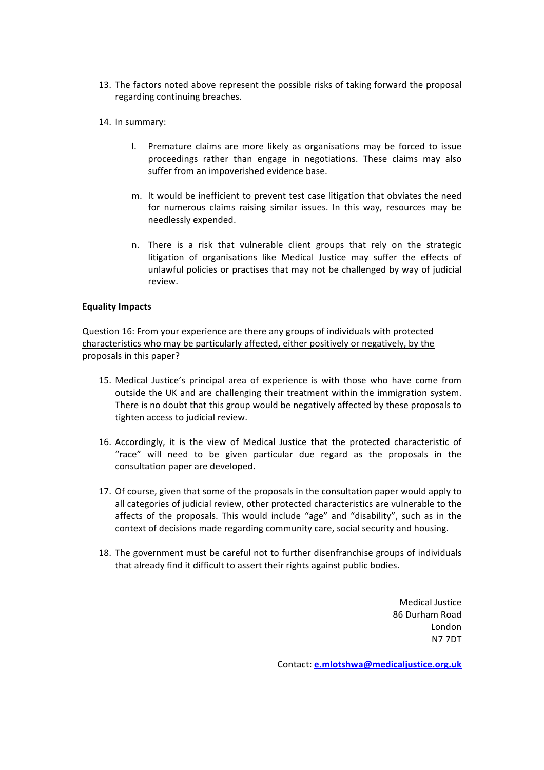13. The factors noted above represent the possible risks of taking forward the proposal regarding continuing breaches.

14. In summary:

    l. Premature claims are more likely as organisations may be forced to issue proceedings rather than engage in negotiations. These claims may also suffer from an impoverished evidence base.

    m. It would be inefficient to prevent test case litigation that obviates the need for numerous claims raising similar issues. In this way, resources may be needlessly expended.

    n. There is a risk that vulnerable client groups that rely on the strategic litigation of organisations like Medical Justice may suffer the effects of unlawful policies or practises that may not be challenged by way of judicial review.

**Equality Impacts**

<u>Question 16: From your experience are there any groups of individuals with protected characteristics who may be particularly affected, either positively or negatively, by the proposals in this paper?</u>

15. Medical Justice's principal area of experience is with those who have come from outside the UK and are challenging their treatment within the immigration system. There is no doubt that this group would be negatively affected by these proposals to tighten access to judicial review.

16. Accordingly, it is the view of Medical Justice that the protected characteristic of "race" will need to be given particular due regard as the proposals in the consultation paper are developed.

17. Of course, given that some of the proposals in the consultation paper would apply to all categories of judicial review, other protected characteristics are vulnerable to the affects of the proposals. This would include "age" and "disability", such as in the context of decisions made regarding community care, social security and housing.

18. The government must be careful not to further disenfranchise groups of individuals that already find it difficult to assert their rights against public bodies.

Medical Justice
86 Durham Road
London
N7 7DT

Contact: **e.mlotshwa@medicaljustice.org.uk**